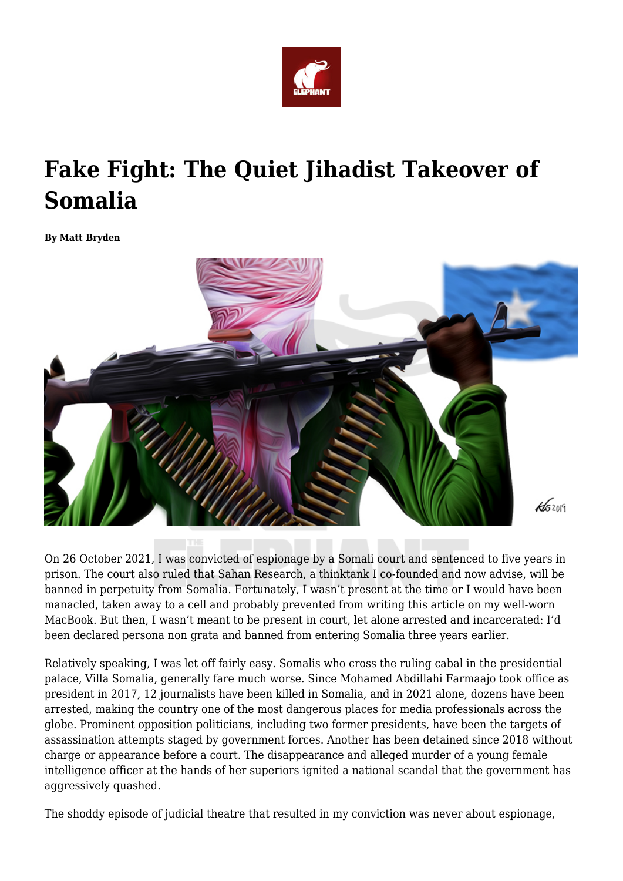# Fake Fight: The Quiet Jihadist Takeover of Somalia

**By Matt Bryden**

On 26 October 2021, I was convicted of espionage by a Somali court and sentenced to five years in prison. The court also ruled that Sahan Research, a thinktank I co-founded and now advise, will be banned in perpetuity from Somalia. Fortunately, I wasn't present at the time or I would have been manacled, taken away to a cell and probably prevented from writing this article on my well-worn MacBook. But then, I wasn't meant to be present in court, let alone arrested and incarcerated: I'd been declared persona non grata and banned from entering Somalia three years earlier.

Relatively speaking, I was let off fairly easy. Somalis who cross the ruling cabal in the presidential palace, Villa Somalia, generally fare much worse. Since Mohamed Abdillahi Farmaajo took office as president in 2017, 12 journalists have been killed in Somalia, and in 2021 alone, dozens have been arrested, making the country one of the most dangerous places for media professionals across the globe. Prominent opposition politicians, including two former presidents, have been the targets of assassination attempts staged by government forces. Another has been detained since 2018 without charge or appearance before a court. The disappearance and alleged murder of a young female intelligence officer at the hands of her superiors ignited a national scandal that the government has aggressively quashed.

The shoddy episode of judicial theatre that resulted in my conviction was never about espionage,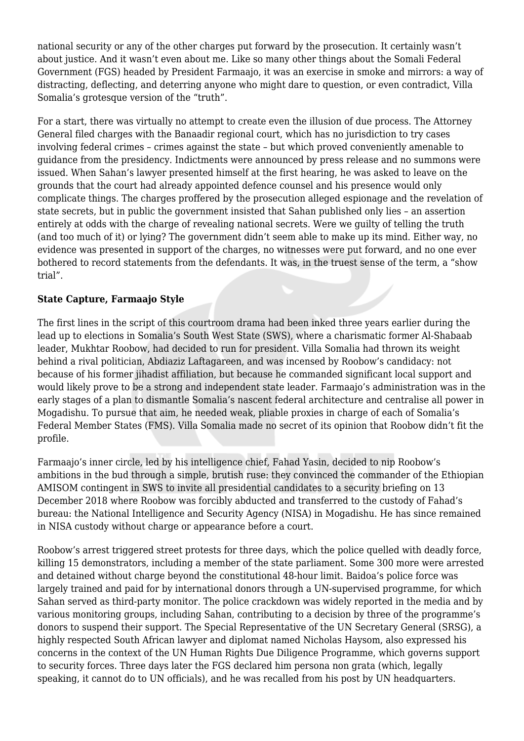national security or any of the other charges put forward by the prosecution. It certainly wasn't about justice. And it wasn't even about me. Like so many other things about the Somali Federal Government (FGS) headed by President Farmaajo, it was an exercise in smoke and mirrors: a way of distracting, deflecting, and deterring anyone who might dare to question, or even contradict, Villa Somalia's grotesque version of the "truth".

For a start, there was virtually no attempt to create even the illusion of due process. The Attorney General filed charges with the Banaadir regional court, which has no jurisdiction to try cases involving federal crimes – crimes against the state – but which proved conveniently amenable to guidance from the presidency. Indictments were announced by press release and no summons were issued. When Sahan's lawyer presented himself at the first hearing, he was asked to leave on the grounds that the court had already appointed defence counsel and his presence would only complicate things. The charges proffered by the prosecution alleged espionage and the revelation of state secrets, but in public the government insisted that Sahan published only lies – an assertion entirely at odds with the charge of revealing national secrets. Were we guilty of telling the truth (and too much of it) or lying? The government didn't seem able to make up its mind. Either way, no evidence was presented in support of the charges, no witnesses were put forward, and no one ever bothered to record statements from the defendants. It was, in the truest sense of the term, a "show trial".

**State Capture, Farmaajo Style**

The first lines in the script of this courtroom drama had been inked three years earlier during the lead up to elections in Somalia's South West State (SWS), where a charismatic former Al-Shabaab leader, Mukhtar Roobow, had decided to run for president. Villa Somalia had thrown its weight behind a rival politician, Abdiaziz Laftagareen, and was incensed by Roobow's candidacy: not because of his former jihadist affiliation, but because he commanded significant local support and would likely prove to be a strong and independent state leader. Farmaajo's administration was in the early stages of a plan to dismantle Somalia's nascent federal architecture and centralise all power in Mogadishu. To pursue that aim, he needed weak, pliable proxies in charge of each of Somalia's Federal Member States (FMS). Villa Somalia made no secret of its opinion that Roobow didn't fit the profile.

Farmaajo's inner circle, led by his intelligence chief, Fahad Yasin, decided to nip Roobow's ambitions in the bud through a simple, brutish ruse: they convinced the commander of the Ethiopian AMISOM contingent in SWS to invite all presidential candidates to a security briefing on 13 December 2018 where Roobow was forcibly abducted and transferred to the custody of Fahad's bureau: the National Intelligence and Security Agency (NISA) in Mogadishu. He has since remained in NISA custody without charge or appearance before a court.

Roobow's arrest triggered street protests for three days, which the police quelled with deadly force, killing 15 demonstrators, including a member of the state parliament. Some 300 more were arrested and detained without charge beyond the constitutional 48-hour limit. Baidoa's police force was largely trained and paid for by international donors through a UN-supervised programme, for which Sahan served as third-party monitor. The police crackdown was widely reported in the media and by various monitoring groups, including Sahan, contributing to a decision by three of the programme's donors to suspend their support. The Special Representative of the UN Secretary General (SRSG), a highly respected South African lawyer and diplomat named Nicholas Haysom, also expressed his concerns in the context of the UN Human Rights Due Diligence Programme, which governs support to security forces. Three days later the FGS declared him persona non grata (which, legally speaking, it cannot do to UN officials), and he was recalled from his post by UN headquarters.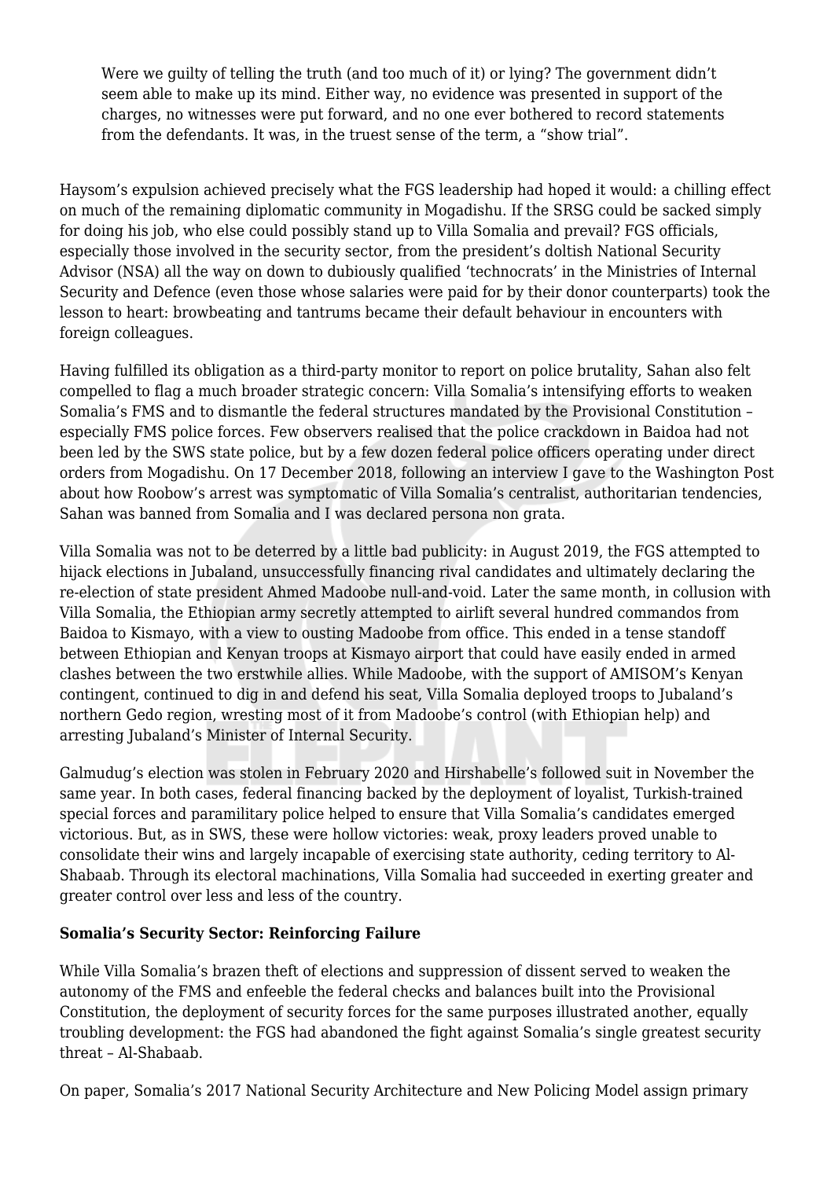> Were we guilty of telling the truth (and too much of it) or lying? The government didn't seem able to make up its mind. Either way, no evidence was presented in support of the charges, no witnesses were put forward, and no one ever bothered to record statements from the defendants. It was, in the truest sense of the term, a "show trial".

Haysom's expulsion achieved precisely what the FGS leadership had hoped it would: a chilling effect on much of the remaining diplomatic community in Mogadishu. If the SRSG could be sacked simply for doing his job, who else could possibly stand up to Villa Somalia and prevail? FGS officials, especially those involved in the security sector, from the president's doltish National Security Advisor (NSA) all the way on down to dubiously qualified 'technocrats' in the Ministries of Internal Security and Defence (even those whose salaries were paid for by their donor counterparts) took the lesson to heart: browbeating and tantrums became their default behaviour in encounters with foreign colleagues.

Having fulfilled its obligation as a third-party monitor to report on police brutality, Sahan also felt compelled to flag a much broader strategic concern: Villa Somalia's intensifying efforts to weaken Somalia's FMS and to dismantle the federal structures mandated by the Provisional Constitution – especially FMS police forces. Few observers realised that the police crackdown in Baidoa had not been led by the SWS state police, but by a few dozen federal police officers operating under direct orders from Mogadishu. On 17 December 2018, following an interview I gave to the Washington Post about how Roobow's arrest was symptomatic of Villa Somalia's centralist, authoritarian tendencies, Sahan was banned from Somalia and I was declared persona non grata.

Villa Somalia was not to be deterred by a little bad publicity: in August 2019, the FGS attempted to hijack elections in Jubaland, unsuccessfully financing rival candidates and ultimately declaring the re-election of state president Ahmed Madoobe null-and-void. Later the same month, in collusion with Villa Somalia, the Ethiopian army secretly attempted to airlift several hundred commandos from Baidoa to Kismayo, with a view to ousting Madoobe from office. This ended in a tense standoff between Ethiopian and Kenyan troops at Kismayo airport that could have easily ended in armed clashes between the two erstwhile allies. While Madoobe, with the support of AMISOM's Kenyan contingent, continued to dig in and defend his seat, Villa Somalia deployed troops to Jubaland's northern Gedo region, wresting most of it from Madoobe's control (with Ethiopian help) and arresting Jubaland's Minister of Internal Security.

Galmudug's election was stolen in February 2020 and Hirshabelle's followed suit in November the same year. In both cases, federal financing backed by the deployment of loyalist, Turkish-trained special forces and paramilitary police helped to ensure that Villa Somalia's candidates emerged victorious. But, as in SWS, these were hollow victories: weak, proxy leaders proved unable to consolidate their wins and largely incapable of exercising state authority, ceding territory to Al-Shabaab. Through its electoral machinations, Villa Somalia had succeeded in exerting greater and greater control over less and less of the country.

**Somalia's Security Sector: Reinforcing Failure**

While Villa Somalia's brazen theft of elections and suppression of dissent served to weaken the autonomy of the FMS and enfeeble the federal checks and balances built into the Provisional Constitution, the deployment of security forces for the same purposes illustrated another, equally troubling development: the FGS had abandoned the fight against Somalia's single greatest security threat – Al-Shabaab.

On paper, Somalia's 2017 National Security Architecture and New Policing Model assign primary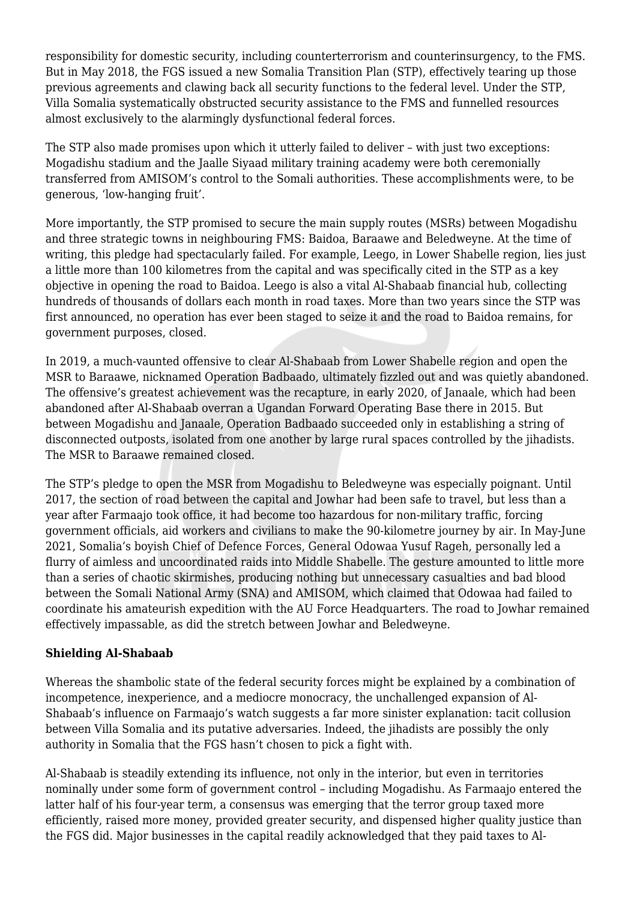responsibility for domestic security, including counterterrorism and counterinsurgency, to the FMS. But in May 2018, the FGS issued a new Somalia Transition Plan (STP), effectively tearing up those previous agreements and clawing back all security functions to the federal level. Under the STP, Villa Somalia systematically obstructed security assistance to the FMS and funnelled resources almost exclusively to the alarmingly dysfunctional federal forces.

The STP also made promises upon which it utterly failed to deliver – with just two exceptions: Mogadishu stadium and the Jaalle Siyaad military training academy were both ceremonially transferred from AMISOM's control to the Somali authorities. These accomplishments were, to be generous, 'low-hanging fruit'.

More importantly, the STP promised to secure the main supply routes (MSRs) between Mogadishu and three strategic towns in neighbouring FMS: Baidoa, Baraawe and Beledweyne. At the time of writing, this pledge had spectacularly failed. For example, Leego, in Lower Shabelle region, lies just a little more than 100 kilometres from the capital and was specifically cited in the STP as a key objective in opening the road to Baidoa. Leego is also a vital Al-Shabaab financial hub, collecting hundreds of thousands of dollars each month in road taxes. More than two years since the STP was first announced, no operation has ever been staged to seize it and the road to Baidoa remains, for government purposes, closed.

In 2019, a much-vaunted offensive to clear Al-Shabaab from Lower Shabelle region and open the MSR to Baraawe, nicknamed Operation Badbaado, ultimately fizzled out and was quietly abandoned. The offensive's greatest achievement was the recapture, in early 2020, of Janaale, which had been abandoned after Al-Shabaab overran a Ugandan Forward Operating Base there in 2015. But between Mogadishu and Janaale, Operation Badbaado succeeded only in establishing a string of disconnected outposts, isolated from one another by large rural spaces controlled by the jihadists. The MSR to Baraawe remained closed.

The STP's pledge to open the MSR from Mogadishu to Beledweyne was especially poignant. Until 2017, the section of road between the capital and Jowhar had been safe to travel, but less than a year after Farmaajo took office, it had become too hazardous for non-military traffic, forcing government officials, aid workers and civilians to make the 90-kilometre journey by air. In May-June 2021, Somalia's boyish Chief of Defence Forces, General Odowaa Yusuf Rageh, personally led a flurry of aimless and uncoordinated raids into Middle Shabelle. The gesture amounted to little more than a series of chaotic skirmishes, producing nothing but unnecessary casualties and bad blood between the Somali National Army (SNA) and AMISOM, which claimed that Odowaa had failed to coordinate his amateurish expedition with the AU Force Headquarters. The road to Jowhar remained effectively impassable, as did the stretch between Jowhar and Beledweyne.

**Shielding Al-Shabaab**

Whereas the shambolic state of the federal security forces might be explained by a combination of incompetence, inexperience, and a mediocre monocracy, the unchallenged expansion of Al-Shabaab's influence on Farmaajo's watch suggests a far more sinister explanation: tacit collusion between Villa Somalia and its putative adversaries. Indeed, the jihadists are possibly the only authority in Somalia that the FGS hasn't chosen to pick a fight with.

Al-Shabaab is steadily extending its influence, not only in the interior, but even in territories nominally under some form of government control – including Mogadishu. As Farmaajo entered the latter half of his four-year term, a consensus was emerging that the terror group taxed more efficiently, raised more money, provided greater security, and dispensed higher quality justice than the FGS did. Major businesses in the capital readily acknowledged that they paid taxes to Al-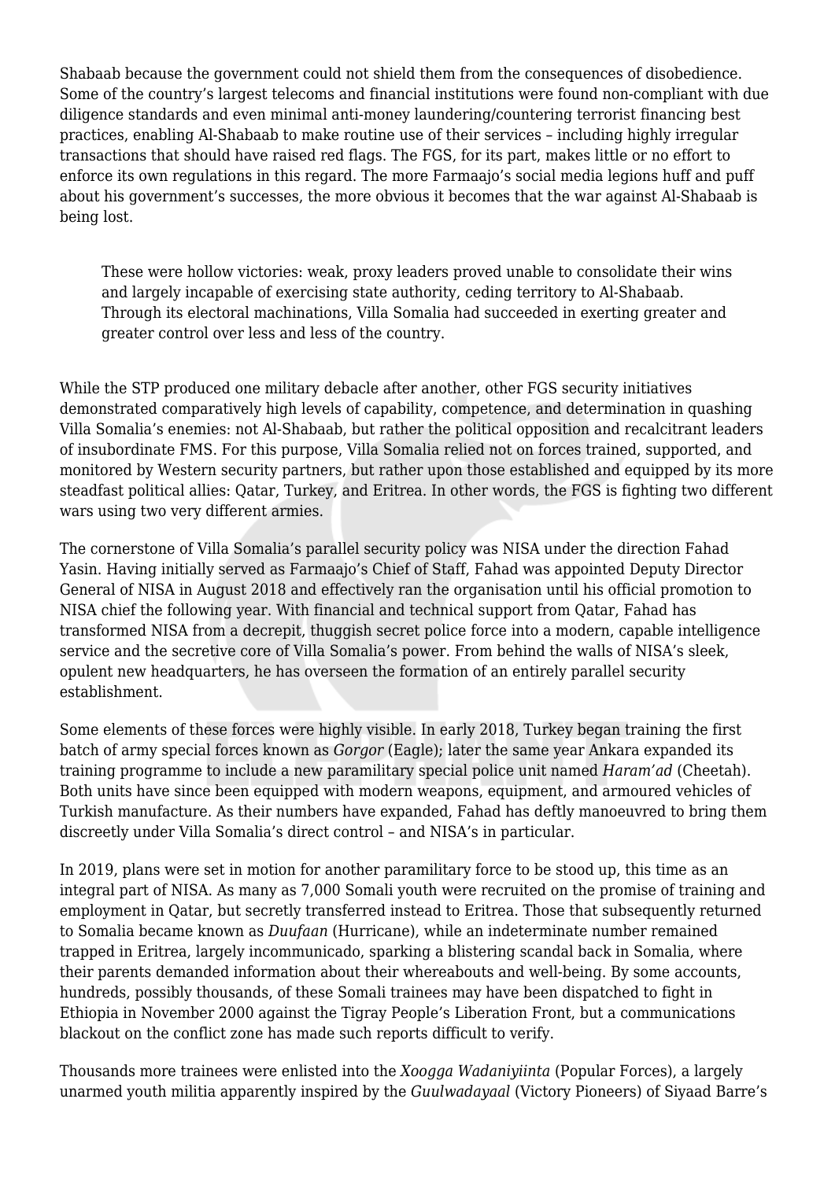Shabaab because the government could not shield them from the consequences of disobedience. Some of the country's largest telecoms and financial institutions were found non-compliant with due diligence standards and even minimal anti-money laundering/countering terrorist financing best practices, enabling Al-Shabaab to make routine use of their services – including highly irregular transactions that should have raised red flags. The FGS, for its part, makes little or no effort to enforce its own regulations in this regard. The more Farmaajo's social media legions huff and puff about his government's successes, the more obvious it becomes that the war against Al-Shabaab is being lost.

> These were hollow victories: weak, proxy leaders proved unable to consolidate their wins and largely incapable of exercising state authority, ceding territory to Al-Shabaab. Through its electoral machinations, Villa Somalia had succeeded in exerting greater and greater control over less and less of the country.

While the STP produced one military debacle after another, other FGS security initiatives demonstrated comparatively high levels of capability, competence, and determination in quashing Villa Somalia's enemies: not Al-Shabaab, but rather the political opposition and recalcitrant leaders of insubordinate FMS. For this purpose, Villa Somalia relied not on forces trained, supported, and monitored by Western security partners, but rather upon those established and equipped by its more steadfast political allies: Qatar, Turkey, and Eritrea. In other words, the FGS is fighting two different wars using two very different armies.

The cornerstone of Villa Somalia's parallel security policy was NISA under the direction Fahad Yasin. Having initially served as Farmaajo's Chief of Staff, Fahad was appointed Deputy Director General of NISA in August 2018 and effectively ran the organisation until his official promotion to NISA chief the following year. With financial and technical support from Qatar, Fahad has transformed NISA from a decrepit, thuggish secret police force into a modern, capable intelligence service and the secretive core of Villa Somalia's power. From behind the walls of NISA's sleek, opulent new headquarters, he has overseen the formation of an entirely parallel security establishment.

Some elements of these forces were highly visible. In early 2018, Turkey began training the first batch of army special forces known as *Gorgor* (Eagle); later the same year Ankara expanded its training programme to include a new paramilitary special police unit named *Haram'ad* (Cheetah). Both units have since been equipped with modern weapons, equipment, and armoured vehicles of Turkish manufacture. As their numbers have expanded, Fahad has deftly manoeuvred to bring them discreetly under Villa Somalia's direct control – and NISA's in particular.

In 2019, plans were set in motion for another paramilitary force to be stood up, this time as an integral part of NISA. As many as 7,000 Somali youth were recruited on the promise of training and employment in Qatar, but secretly transferred instead to Eritrea. Those that subsequently returned to Somalia became known as *Duufaan* (Hurricane), while an indeterminate number remained trapped in Eritrea, largely incommunicado, sparking a blistering scandal back in Somalia, where their parents demanded information about their whereabouts and well-being. By some accounts, hundreds, possibly thousands, of these Somali trainees may have been dispatched to fight in Ethiopia in November 2000 against the Tigray People's Liberation Front, but a communications blackout on the conflict zone has made such reports difficult to verify.

Thousands more trainees were enlisted into the *Xoogga Wadaniyiinta* (Popular Forces), a largely unarmed youth militia apparently inspired by the *Guulwadayaal* (Victory Pioneers) of Siyaad Barre's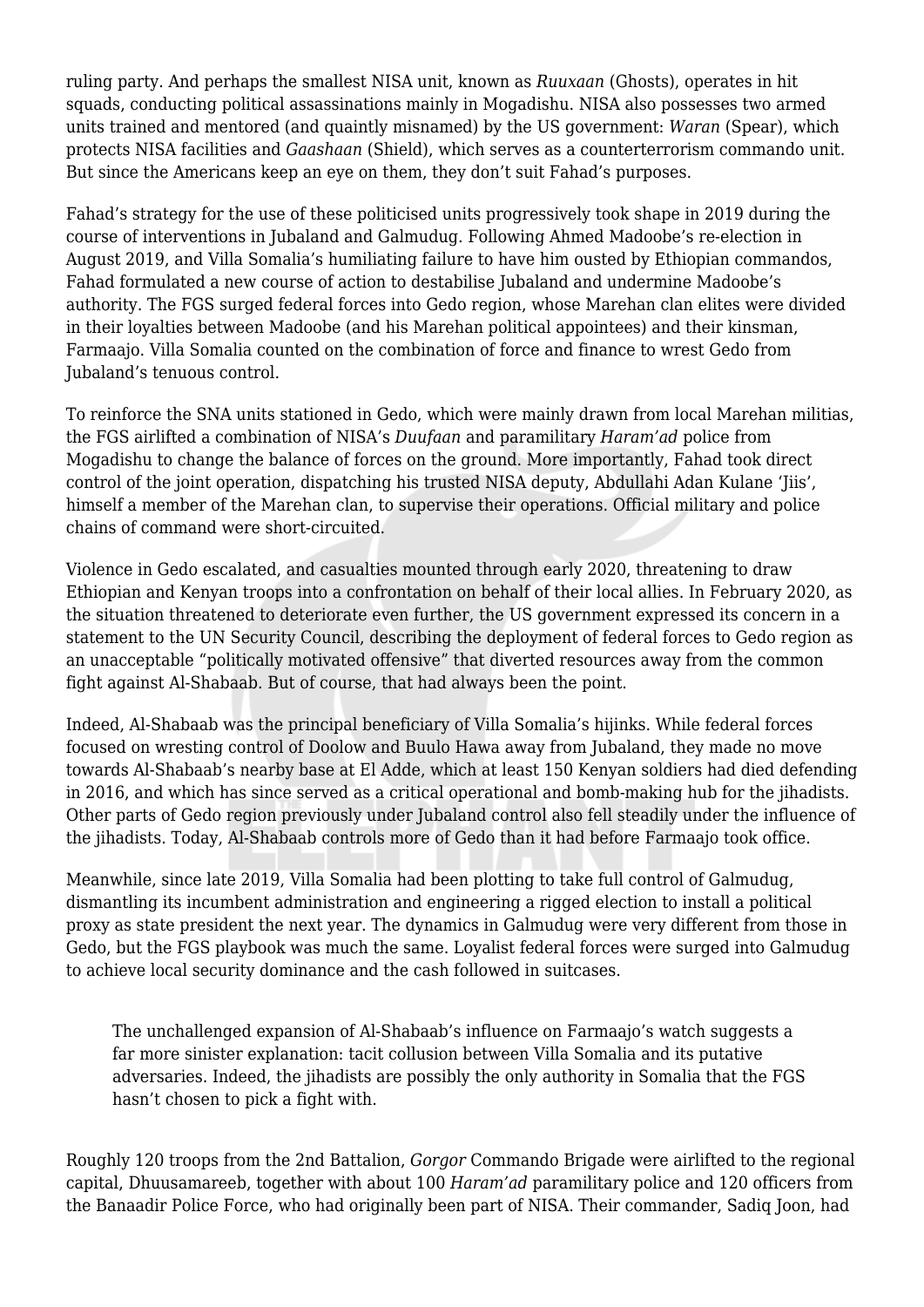ruling party. And perhaps the smallest NISA unit, known as *Ruuxaan* (Ghosts), operates in hit squads, conducting political assassinations mainly in Mogadishu. NISA also possesses two armed units trained and mentored (and quaintly misnamed) by the US government: *Waran* (Spear), which protects NISA facilities and *Gaashaan* (Shield), which serves as a counterterrorism commando unit. But since the Americans keep an eye on them, they don't suit Fahad's purposes.

Fahad's strategy for the use of these politicised units progressively took shape in 2019 during the course of interventions in Jubaland and Galmudug. Following Ahmed Madoobe's re-election in August 2019, and Villa Somalia's humiliating failure to have him ousted by Ethiopian commandos, Fahad formulated a new course of action to destabilise Jubaland and undermine Madoobe's authority. The FGS surged federal forces into Gedo region, whose Marehan clan elites were divided in their loyalties between Madoobe (and his Marehan political appointees) and their kinsman, Farmaajo. Villa Somalia counted on the combination of force and finance to wrest Gedo from Jubaland's tenuous control.

To reinforce the SNA units stationed in Gedo, which were mainly drawn from local Marehan militias, the FGS airlifted a combination of NISA's *Duufaan* and paramilitary *Haram'ad* police from Mogadishu to change the balance of forces on the ground. More importantly, Fahad took direct control of the joint operation, dispatching his trusted NISA deputy, Abdullahi Adan Kulane 'Jiis', himself a member of the Marehan clan, to supervise their operations. Official military and police chains of command were short-circuited.

Violence in Gedo escalated, and casualties mounted through early 2020, threatening to draw Ethiopian and Kenyan troops into a confrontation on behalf of their local allies. In February 2020, as the situation threatened to deteriorate even further, the US government expressed its concern in a statement to the UN Security Council, describing the deployment of federal forces to Gedo region as an unacceptable "politically motivated offensive" that diverted resources away from the common fight against Al-Shabaab. But of course, that had always been the point.

Indeed, Al-Shabaab was the principal beneficiary of Villa Somalia's hijinks. While federal forces focused on wresting control of Doolow and Buulo Hawa away from Jubaland, they made no move towards Al-Shabaab's nearby base at El Adde, which at least 150 Kenyan soldiers had died defending in 2016, and which has since served as a critical operational and bomb-making hub for the jihadists. Other parts of Gedo region previously under Jubaland control also fell steadily under the influence of the jihadists. Today, Al-Shabaab controls more of Gedo than it had before Farmaajo took office.

Meanwhile, since late 2019, Villa Somalia had been plotting to take full control of Galmudug, dismantling its incumbent administration and engineering a rigged election to install a political proxy as state president the next year. The dynamics in Galmudug were very different from those in Gedo, but the FGS playbook was much the same. Loyalist federal forces were surged into Galmudug to achieve local security dominance and the cash followed in suitcases.

> The unchallenged expansion of Al-Shabaab's influence on Farmaajo's watch suggests a far more sinister explanation: tacit collusion between Villa Somalia and its putative adversaries. Indeed, the jihadists are possibly the only authority in Somalia that the FGS hasn't chosen to pick a fight with.

Roughly 120 troops from the 2nd Battalion, *Gorgor* Commando Brigade were airlifted to the regional capital, Dhuusamareeb, together with about 100 *Haram'ad* paramilitary police and 120 officers from the Banaadir Police Force, who had originally been part of NISA. Their commander, Sadiq Joon, had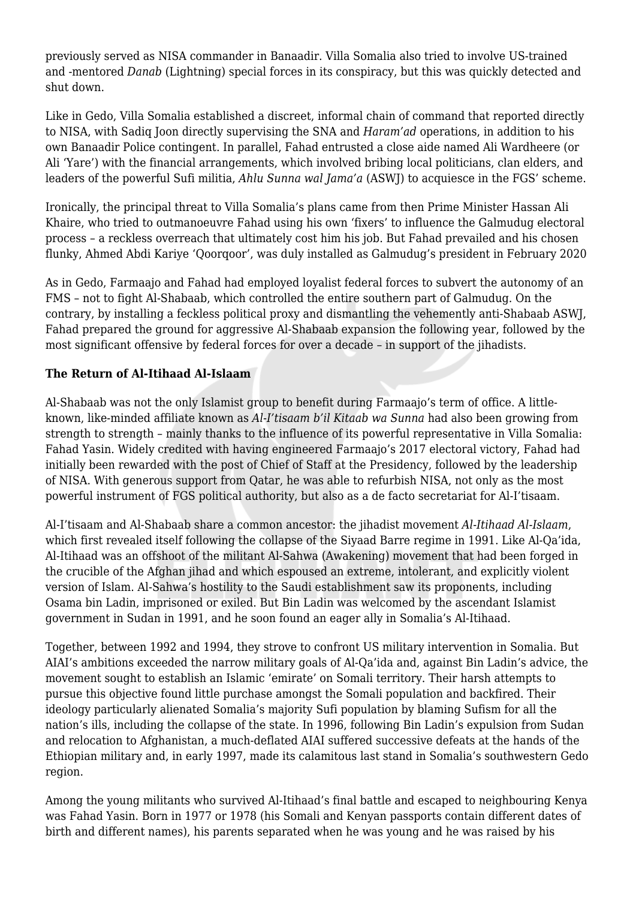previously served as NISA commander in Banaadir. Villa Somalia also tried to involve US-trained and -mentored *Danab* (Lightning) special forces in its conspiracy, but this was quickly detected and shut down.

Like in Gedo, Villa Somalia established a discreet, informal chain of command that reported directly to NISA, with Sadiq Joon directly supervising the SNA and *Haram'ad* operations, in addition to his own Banaadir Police contingent. In parallel, Fahad entrusted a close aide named Ali Wardheere (or Ali 'Yare') with the financial arrangements, which involved bribing local politicians, clan elders, and leaders of the powerful Sufi militia, *Ahlu Sunna wal Jama'a* (ASWJ) to acquiesce in the FGS' scheme.

Ironically, the principal threat to Villa Somalia's plans came from then Prime Minister Hassan Ali Khaire, who tried to outmanoeuvre Fahad using his own 'fixers' to influence the Galmudug electoral process – a reckless overreach that ultimately cost him his job. But Fahad prevailed and his chosen flunky, Ahmed Abdi Kariye 'Qoorqoor', was duly installed as Galmudug's president in February 2020

As in Gedo, Farmaajo and Fahad had employed loyalist federal forces to subvert the autonomy of an FMS – not to fight Al-Shabaab, which controlled the entire southern part of Galmudug. On the contrary, by installing a feckless political proxy and dismantling the vehemently anti-Shabaab ASWJ, Fahad prepared the ground for aggressive Al-Shabaab expansion the following year, followed by the most significant offensive by federal forces for over a decade – in support of the jihadists.

**The Return of Al-Itihaad Al-Islaam**

Al-Shabaab was not the only Islamist group to benefit during Farmaajo's term of office. A little-known, like-minded affiliate known as *Al-I'tisaam b'il Kitaab wa Sunna* had also been growing from strength to strength – mainly thanks to the influence of its powerful representative in Villa Somalia: Fahad Yasin. Widely credited with having engineered Farmaajo's 2017 electoral victory, Fahad had initially been rewarded with the post of Chief of Staff at the Presidency, followed by the leadership of NISA. With generous support from Qatar, he was able to refurbish NISA, not only as the most powerful instrument of FGS political authority, but also as a de facto secretariat for Al-I'tisaam.

Al-I'tisaam and Al-Shabaab share a common ancestor: the jihadist movement *Al-Itihaad Al-Islaam*, which first revealed itself following the collapse of the Siyaad Barre regime in 1991. Like Al-Qa'ida, Al-Itihaad was an offshoot of the militant Al-Sahwa (Awakening) movement that had been forged in the crucible of the Afghan jihad and which espoused an extreme, intolerant, and explicitly violent version of Islam. Al-Sahwa's hostility to the Saudi establishment saw its proponents, including Osama bin Ladin, imprisoned or exiled. But Bin Ladin was welcomed by the ascendant Islamist government in Sudan in 1991, and he soon found an eager ally in Somalia's Al-Itihaad.

Together, between 1992 and 1994, they strove to confront US military intervention in Somalia. But AIAI's ambitions exceeded the narrow military goals of Al-Qa'ida and, against Bin Ladin's advice, the movement sought to establish an Islamic 'emirate' on Somali territory. Their harsh attempts to pursue this objective found little purchase amongst the Somali population and backfired. Their ideology particularly alienated Somalia's majority Sufi population by blaming Sufism for all the nation's ills, including the collapse of the state. In 1996, following Bin Ladin's expulsion from Sudan and relocation to Afghanistan, a much-deflated AIAI suffered successive defeats at the hands of the Ethiopian military and, in early 1997, made its calamitous last stand in Somalia's southwestern Gedo region.

Among the young militants who survived Al-Itihaad's final battle and escaped to neighbouring Kenya was Fahad Yasin. Born in 1977 or 1978 (his Somali and Kenyan passports contain different dates of birth and different names), his parents separated when he was young and he was raised by his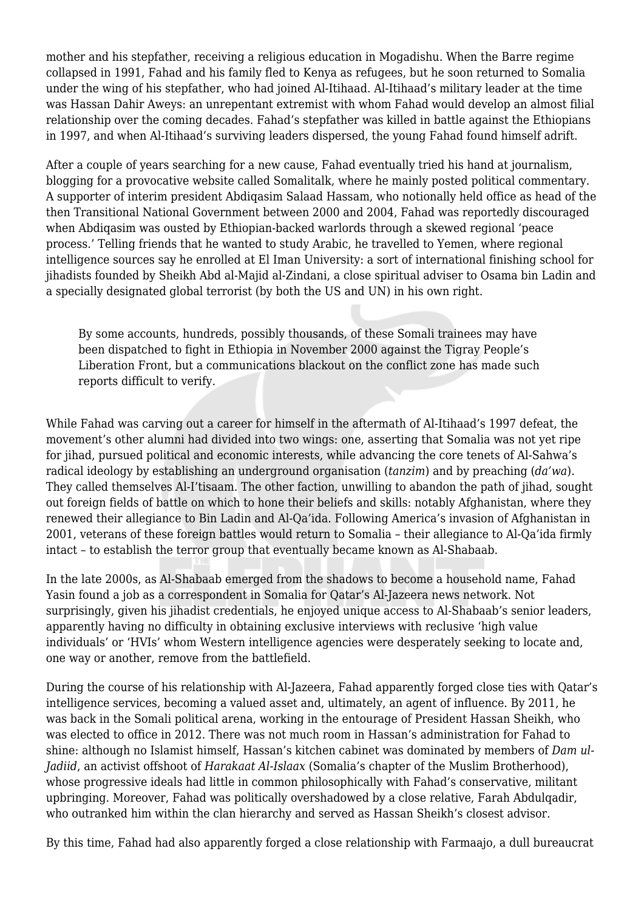mother and his stepfather, receiving a religious education in Mogadishu. When the Barre regime collapsed in 1991, Fahad and his family fled to Kenya as refugees, but he soon returned to Somalia under the wing of his stepfather, who had joined Al-Itihaad. Al-Itihaad's military leader at the time was Hassan Dahir Aweys: an unrepentant extremist with whom Fahad would develop an almost filial relationship over the coming decades. Fahad's stepfather was killed in battle against the Ethiopians in 1997, and when Al-Itihaad's surviving leaders dispersed, the young Fahad found himself adrift.

After a couple of years searching for a new cause, Fahad eventually tried his hand at journalism, blogging for a provocative website called Somalitalk, where he mainly posted political commentary. A supporter of interim president Abdiqasim Salaad Hassam, who notionally held office as head of the then Transitional National Government between 2000 and 2004, Fahad was reportedly discouraged when Abdiqasim was ousted by Ethiopian-backed warlords through a skewed regional 'peace process.' Telling friends that he wanted to study Arabic, he travelled to Yemen, where regional intelligence sources say he enrolled at El Iman University: a sort of international finishing school for jihadists founded by Sheikh Abd al-Majid al-Zindani, a close spiritual adviser to Osama bin Ladin and a specially designated global terrorist (by both the US and UN) in his own right.

> By some accounts, hundreds, possibly thousands, of these Somali trainees may have been dispatched to fight in Ethiopia in November 2000 against the Tigray People's Liberation Front, but a communications blackout on the conflict zone has made such reports difficult to verify.

While Fahad was carving out a career for himself in the aftermath of Al-Itihaad's 1997 defeat, the movement's other alumni had divided into two wings: one, asserting that Somalia was not yet ripe for jihad, pursued political and economic interests, while advancing the core tenets of Al-Sahwa's radical ideology by establishing an underground organisation (*tanzim*) and by preaching (*da'wa*). They called themselves Al-I'tisaam. The other faction, unwilling to abandon the path of jihad, sought out foreign fields of battle on which to hone their beliefs and skills: notably Afghanistan, where they renewed their allegiance to Bin Ladin and Al-Qa'ida. Following America's invasion of Afghanistan in 2001, veterans of these foreign battles would return to Somalia – their allegiance to Al-Qa'ida firmly intact – to establish the terror group that eventually became known as Al-Shabaab.

In the late 2000s, as Al-Shabaab emerged from the shadows to become a household name, Fahad Yasin found a job as a correspondent in Somalia for Qatar's Al-Jazeera news network. Not surprisingly, given his jihadist credentials, he enjoyed unique access to Al-Shabaab's senior leaders, apparently having no difficulty in obtaining exclusive interviews with reclusive 'high value individuals' or 'HVIs' whom Western intelligence agencies were desperately seeking to locate and, one way or another, remove from the battlefield.

During the course of his relationship with Al-Jazeera, Fahad apparently forged close ties with Qatar's intelligence services, becoming a valued asset and, ultimately, an agent of influence. By 2011, he was back in the Somali political arena, working in the entourage of President Hassan Sheikh, who was elected to office in 2012. There was not much room in Hassan's administration for Fahad to shine: although no Islamist himself, Hassan's kitchen cabinet was dominated by members of *Dam ul-Jadiid*, an activist offshoot of *Harakaat Al-Islaax* (Somalia's chapter of the Muslim Brotherhood), whose progressive ideals had little in common philosophically with Fahad's conservative, militant upbringing. Moreover, Fahad was politically overshadowed by a close relative, Farah Abdulqadir, who outranked him within the clan hierarchy and served as Hassan Sheikh's closest advisor.

By this time, Fahad had also apparently forged a close relationship with Farmaajo, a dull bureaucrat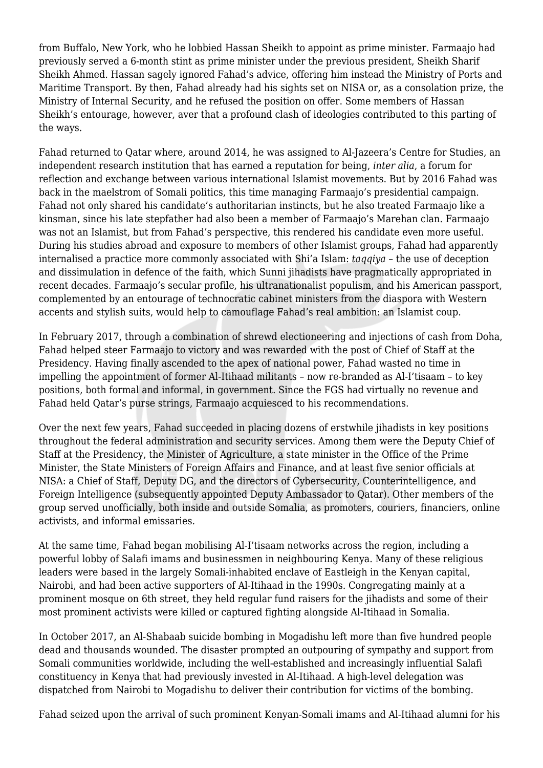from Buffalo, New York, who he lobbied Hassan Sheikh to appoint as prime minister. Farmaajo had previously served a 6-month stint as prime minister under the previous president, Sheikh Sharif Sheikh Ahmed. Hassan sagely ignored Fahad's advice, offering him instead the Ministry of Ports and Maritime Transport. By then, Fahad already had his sights set on NISA or, as a consolation prize, the Ministry of Internal Security, and he refused the position on offer. Some members of Hassan Sheikh's entourage, however, aver that a profound clash of ideologies contributed to this parting of the ways.

Fahad returned to Qatar where, around 2014, he was assigned to Al-Jazeera's Centre for Studies, an independent research institution that has earned a reputation for being, *inter alia*, a forum for reflection and exchange between various international Islamist movements. But by 2016 Fahad was back in the maelstrom of Somali politics, this time managing Farmaajo's presidential campaign. Fahad not only shared his candidate's authoritarian instincts, but he also treated Farmaajo like a kinsman, since his late stepfather had also been a member of Farmaajo's Marehan clan. Farmaajo was not an Islamist, but from Fahad's perspective, this rendered his candidate even more useful. During his studies abroad and exposure to members of other Islamist groups, Fahad had apparently internalised a practice more commonly associated with Shi'a Islam: *taqqiya* – the use of deception and dissimulation in defence of the faith, which Sunni jihadists have pragmatically appropriated in recent decades. Farmaajo's secular profile, his ultranationalist populism, and his American passport, complemented by an entourage of technocratic cabinet ministers from the diaspora with Western accents and stylish suits, would help to camouflage Fahad's real ambition: an Islamist coup.

In February 2017, through a combination of shrewd electioneering and injections of cash from Doha, Fahad helped steer Farmaajo to victory and was rewarded with the post of Chief of Staff at the Presidency. Having finally ascended to the apex of national power, Fahad wasted no time in impelling the appointment of former Al-Itihaad militants – now re-branded as Al-I'tisaam – to key positions, both formal and informal, in government. Since the FGS had virtually no revenue and Fahad held Qatar's purse strings, Farmaajo acquiesced to his recommendations.

Over the next few years, Fahad succeeded in placing dozens of erstwhile jihadists in key positions throughout the federal administration and security services. Among them were the Deputy Chief of Staff at the Presidency, the Minister of Agriculture, a state minister in the Office of the Prime Minister, the State Ministers of Foreign Affairs and Finance, and at least five senior officials at NISA: a Chief of Staff, Deputy DG, and the directors of Cybersecurity, Counterintelligence, and Foreign Intelligence (subsequently appointed Deputy Ambassador to Qatar). Other members of the group served unofficially, both inside and outside Somalia, as promoters, couriers, financiers, online activists, and informal emissaries.

At the same time, Fahad began mobilising Al-I'tisaam networks across the region, including a powerful lobby of Salafi imams and businessmen in neighbouring Kenya. Many of these religious leaders were based in the largely Somali-inhabited enclave of Eastleigh in the Kenyan capital, Nairobi, and had been active supporters of Al-Itihaad in the 1990s. Congregating mainly at a prominent mosque on 6th street, they held regular fund raisers for the jihadists and some of their most prominent activists were killed or captured fighting alongside Al-Itihaad in Somalia.

In October 2017, an Al-Shabaab suicide bombing in Mogadishu left more than five hundred people dead and thousands wounded. The disaster prompted an outpouring of sympathy and support from Somali communities worldwide, including the well-established and increasingly influential Salafi constituency in Kenya that had previously invested in Al-Itihaad. A high-level delegation was dispatched from Nairobi to Mogadishu to deliver their contribution for victims of the bombing.

Fahad seized upon the arrival of such prominent Kenyan-Somali imams and Al-Itihaad alumni for his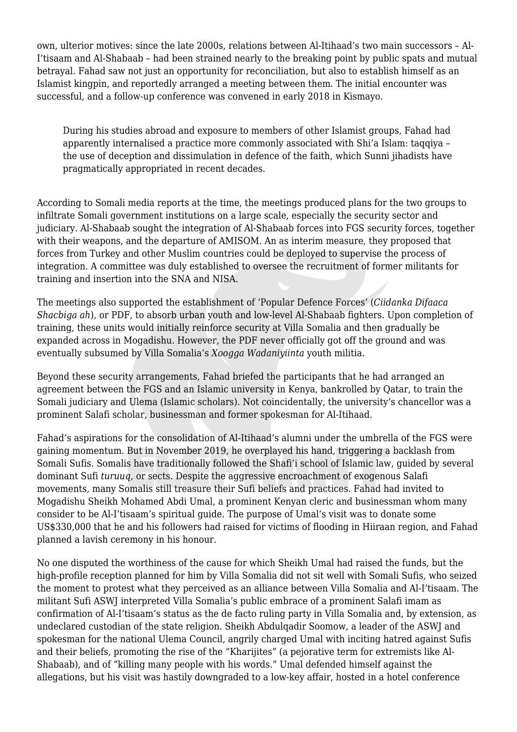own, ulterior motives: since the late 2000s, relations between Al-Itihaad's two main successors – Al-I'tisaam and Al-Shabaab – had been strained nearly to the breaking point by public spats and mutual betrayal. Fahad saw not just an opportunity for reconciliation, but also to establish himself as an Islamist kingpin, and reportedly arranged a meeting between them. The initial encounter was successful, and a follow-up conference was convened in early 2018 in Kismayo.

> During his studies abroad and exposure to members of other Islamist groups, Fahad had apparently internalised a practice more commonly associated with Shi'a Islam: taqqiya – the use of deception and dissimulation in defence of the faith, which Sunni jihadists have pragmatically appropriated in recent decades.

According to Somali media reports at the time, the meetings produced plans for the two groups to infiltrate Somali government institutions on a large scale, especially the security sector and judiciary. Al-Shabaab sought the integration of Al-Shabaab forces into FGS security forces, together with their weapons, and the departure of AMISOM. An as interim measure, they proposed that forces from Turkey and other Muslim countries could be deployed to supervise the process of integration. A committee was duly established to oversee the recruitment of former militants for training and insertion into the SNA and NISA.

The meetings also supported the establishment of 'Popular Defence Forces' (*Ciidanka Difaaca Shacbiga ah*), or PDF, to absorb urban youth and low-level Al-Shabaab fighters. Upon completion of training, these units would initially reinforce security at Villa Somalia and then gradually be expanded across in Mogadishu. However, the PDF never officially got off the ground and was eventually subsumed by Villa Somalia's *Xoogga Wadaniyiinta* youth militia.

Beyond these security arrangements, Fahad briefed the participants that he had arranged an agreement between the FGS and an Islamic university in Kenya, bankrolled by Qatar, to train the Somali judiciary and Ulema (Islamic scholars). Not coincidentally, the university's chancellor was a prominent Salafi scholar, businessman and former spokesman for Al-Itihaad.

Fahad's aspirations for the consolidation of Al-Itihaad's alumni under the umbrella of the FGS were gaining momentum. But in November 2019, he overplayed his hand, triggering a backlash from Somali Sufis. Somalis have traditionally followed the Shafi'i school of Islamic law, guided by several dominant Sufi *turuuq*, or sects. Despite the aggressive encroachment of exogenous Salafi movements, many Somalis still treasure their Sufi beliefs and practices. Fahad had invited to Mogadishu Sheikh Mohamed Abdi Umal, a prominent Kenyan cleric and businessman whom many consider to be Al-I'tisaam's spiritual guide. The purpose of Umal's visit was to donate some US$330,000 that he and his followers had raised for victims of flooding in Hiiraan region, and Fahad planned a lavish ceremony in his honour.

No one disputed the worthiness of the cause for which Sheikh Umal had raised the funds, but the high-profile reception planned for him by Villa Somalia did not sit well with Somali Sufis, who seized the moment to protest what they perceived as an alliance between Villa Somalia and Al-I'tisaam. The militant Sufi ASWJ interpreted Villa Somalia's public embrace of a prominent Salafi imam as confirmation of Al-I'tisaam's status as the de facto ruling party in Villa Somalia and, by extension, as undeclared custodian of the state religion. Sheikh Abdulqadir Soomow, a leader of the ASWJ and spokesman for the national Ulema Council, angrily charged Umal with inciting hatred against Sufis and their beliefs, promoting the rise of the "Kharijites" (a pejorative term for extremists like Al-Shabaab), and of "killing many people with his words." Umal defended himself against the allegations, but his visit was hastily downgraded to a low-key affair, hosted in a hotel conference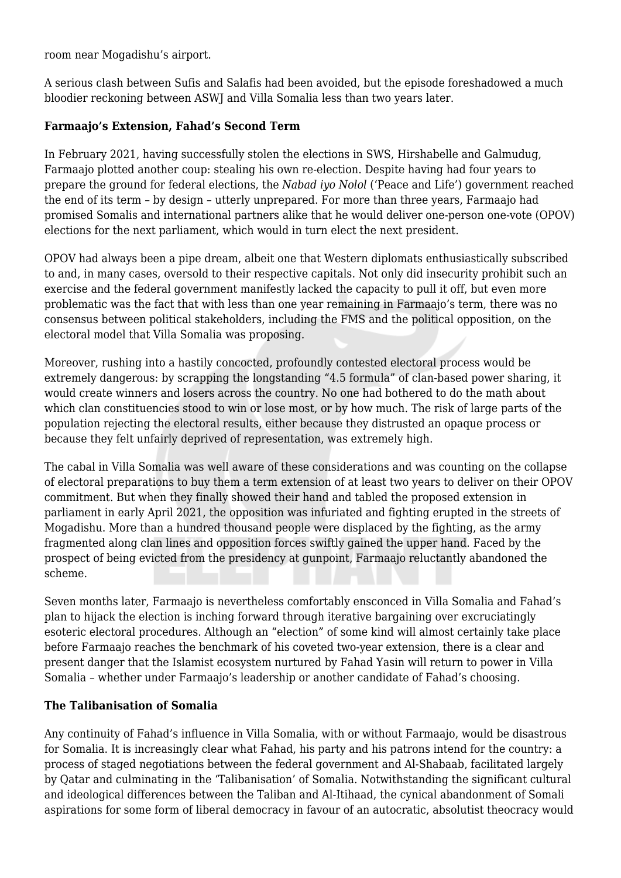room near Mogadishu's airport.

A serious clash between Sufis and Salafis had been avoided, but the episode foreshadowed a much bloodier reckoning between ASWJ and Villa Somalia less than two years later.

**Farmaajo's Extension, Fahad's Second Term**

In February 2021, having successfully stolen the elections in SWS, Hirshabelle and Galmudug, Farmaajo plotted another coup: stealing his own re-election. Despite having had four years to prepare the ground for federal elections, the *Nabad iyo Nolol* ('Peace and Life') government reached the end of its term – by design – utterly unprepared. For more than three years, Farmaajo had promised Somalis and international partners alike that he would deliver one-person one-vote (OPOV) elections for the next parliament, which would in turn elect the next president.

OPOV had always been a pipe dream, albeit one that Western diplomats enthusiastically subscribed to and, in many cases, oversold to their respective capitals. Not only did insecurity prohibit such an exercise and the federal government manifestly lacked the capacity to pull it off, but even more problematic was the fact that with less than one year remaining in Farmaajo's term, there was no consensus between political stakeholders, including the FMS and the political opposition, on the electoral model that Villa Somalia was proposing.

Moreover, rushing into a hastily concocted, profoundly contested electoral process would be extremely dangerous: by scrapping the longstanding "4.5 formula" of clan-based power sharing, it would create winners and losers across the country. No one had bothered to do the math about which clan constituencies stood to win or lose most, or by how much. The risk of large parts of the population rejecting the electoral results, either because they distrusted an opaque process or because they felt unfairly deprived of representation, was extremely high.

The cabal in Villa Somalia was well aware of these considerations and was counting on the collapse of electoral preparations to buy them a term extension of at least two years to deliver on their OPOV commitment. But when they finally showed their hand and tabled the proposed extension in parliament in early April 2021, the opposition was infuriated and fighting erupted in the streets of Mogadishu. More than a hundred thousand people were displaced by the fighting, as the army fragmented along clan lines and opposition forces swiftly gained the upper hand. Faced by the prospect of being evicted from the presidency at gunpoint, Farmaajo reluctantly abandoned the scheme.

Seven months later, Farmaajo is nevertheless comfortably ensconced in Villa Somalia and Fahad's plan to hijack the election is inching forward through iterative bargaining over excruciatingly esoteric electoral procedures. Although an "election" of some kind will almost certainly take place before Farmaajo reaches the benchmark of his coveted two-year extension, there is a clear and present danger that the Islamist ecosystem nurtured by Fahad Yasin will return to power in Villa Somalia – whether under Farmaajo's leadership or another candidate of Fahad's choosing.

**The Talibanisation of Somalia**

Any continuity of Fahad's influence in Villa Somalia, with or without Farmaajo, would be disastrous for Somalia. It is increasingly clear what Fahad, his party and his patrons intend for the country: a process of staged negotiations between the federal government and Al-Shabaab, facilitated largely by Qatar and culminating in the 'Talibanisation' of Somalia. Notwithstanding the significant cultural and ideological differences between the Taliban and Al-Itihaad, the cynical abandonment of Somali aspirations for some form of liberal democracy in favour of an autocratic, absolutist theocracy would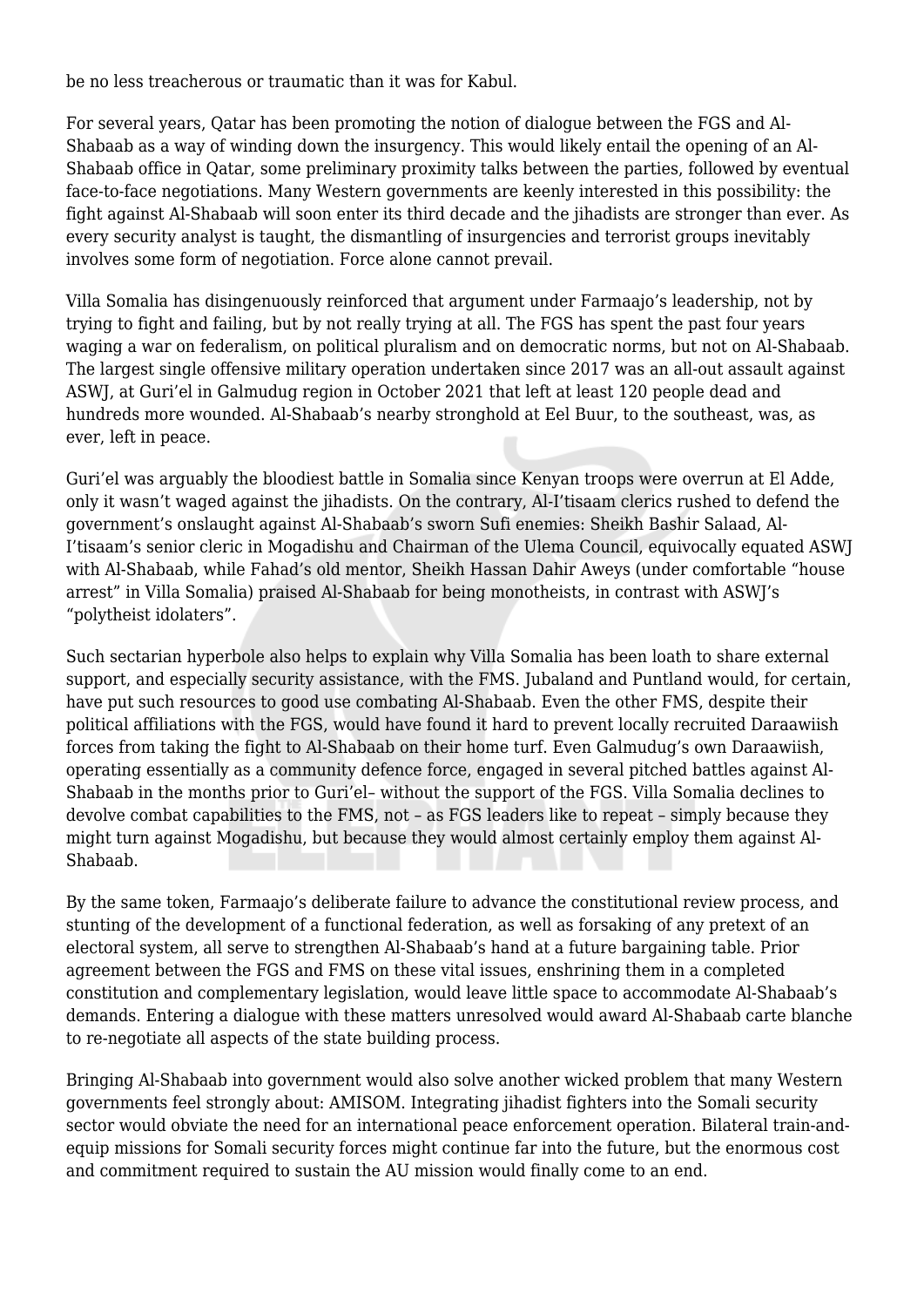be no less treacherous or traumatic than it was for Kabul.

For several years, Qatar has been promoting the notion of dialogue between the FGS and Al-Shabaab as a way of winding down the insurgency. This would likely entail the opening of an Al-Shabaab office in Qatar, some preliminary proximity talks between the parties, followed by eventual face-to-face negotiations. Many Western governments are keenly interested in this possibility: the fight against Al-Shabaab will soon enter its third decade and the jihadists are stronger than ever. As every security analyst is taught, the dismantling of insurgencies and terrorist groups inevitably involves some form of negotiation. Force alone cannot prevail.

Villa Somalia has disingenuously reinforced that argument under Farmaajo's leadership, not by trying to fight and failing, but by not really trying at all. The FGS has spent the past four years waging a war on federalism, on political pluralism and on democratic norms, but not on Al-Shabaab. The largest single offensive military operation undertaken since 2017 was an all-out assault against ASWJ, at Guri'el in Galmudug region in October 2021 that left at least 120 people dead and hundreds more wounded. Al-Shabaab's nearby stronghold at Eel Buur, to the southeast, was, as ever, left in peace.

Guri'el was arguably the bloodiest battle in Somalia since Kenyan troops were overrun at El Adde, only it wasn't waged against the jihadists. On the contrary, Al-I'tisaam clerics rushed to defend the government's onslaught against Al-Shabaab's sworn Sufi enemies: Sheikh Bashir Salaad, Al-I'tisaam's senior cleric in Mogadishu and Chairman of the Ulema Council, equivocally equated ASWJ with Al-Shabaab, while Fahad's old mentor, Sheikh Hassan Dahir Aweys (under comfortable "house arrest" in Villa Somalia) praised Al-Shabaab for being monotheists, in contrast with ASWJ's "polytheist idolaters".

Such sectarian hyperbole also helps to explain why Villa Somalia has been loath to share external support, and especially security assistance, with the FMS. Jubaland and Puntland would, for certain, have put such resources to good use combating Al-Shabaab. Even the other FMS, despite their political affiliations with the FGS, would have found it hard to prevent locally recruited Daraawiish forces from taking the fight to Al-Shabaab on their home turf. Even Galmudug's own Daraawiish, operating essentially as a community defence force, engaged in several pitched battles against Al-Shabaab in the months prior to Guri'el– without the support of the FGS. Villa Somalia declines to devolve combat capabilities to the FMS, not – as FGS leaders like to repeat – simply because they might turn against Mogadishu, but because they would almost certainly employ them against Al-Shabaab.

By the same token, Farmaajo's deliberate failure to advance the constitutional review process, and stunting of the development of a functional federation, as well as forsaking of any pretext of an electoral system, all serve to strengthen Al-Shabaab's hand at a future bargaining table. Prior agreement between the FGS and FMS on these vital issues, enshrining them in a completed constitution and complementary legislation, would leave little space to accommodate Al-Shabaab's demands. Entering a dialogue with these matters unresolved would award Al-Shabaab carte blanche to re-negotiate all aspects of the state building process.

Bringing Al-Shabaab into government would also solve another wicked problem that many Western governments feel strongly about: AMISOM. Integrating jihadist fighters into the Somali security sector would obviate the need for an international peace enforcement operation. Bilateral train-and-equip missions for Somali security forces might continue far into the future, but the enormous cost and commitment required to sustain the AU mission would finally come to an end.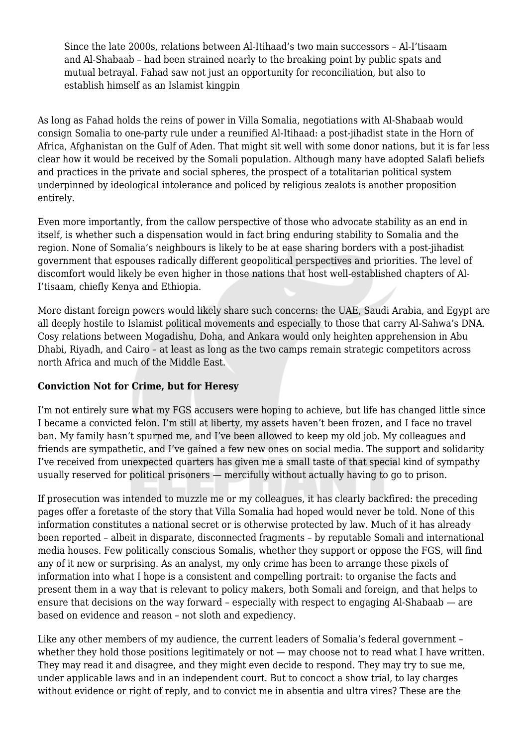> Since the late 2000s, relations between Al-Itihaad's two main successors – Al-I'tisaam and Al-Shabaab – had been strained nearly to the breaking point by public spats and mutual betrayal. Fahad saw not just an opportunity for reconciliation, but also to establish himself as an Islamist kingpin

As long as Fahad holds the reins of power in Villa Somalia, negotiations with Al-Shabaab would consign Somalia to one-party rule under a reunified Al-Itihaad: a post-jihadist state in the Horn of Africa, Afghanistan on the Gulf of Aden. That might sit well with some donor nations, but it is far less clear how it would be received by the Somali population. Although many have adopted Salafi beliefs and practices in the private and social spheres, the prospect of a totalitarian political system underpinned by ideological intolerance and policed by religious zealots is another proposition entirely.

Even more importantly, from the callow perspective of those who advocate stability as an end in itself, is whether such a dispensation would in fact bring enduring stability to Somalia and the region. None of Somalia's neighbours is likely to be at ease sharing borders with a post-jihadist government that espouses radically different geopolitical perspectives and priorities. The level of discomfort would likely be even higher in those nations that host well-established chapters of Al-I'tisaam, chiefly Kenya and Ethiopia.

More distant foreign powers would likely share such concerns: the UAE, Saudi Arabia, and Egypt are all deeply hostile to Islamist political movements and especially to those that carry Al-Sahwa's DNA. Cosy relations between Mogadishu, Doha, and Ankara would only heighten apprehension in Abu Dhabi, Riyadh, and Cairo – at least as long as the two camps remain strategic competitors across north Africa and much of the Middle East.

**Conviction Not for Crime, but for Heresy**

I'm not entirely sure what my FGS accusers were hoping to achieve, but life has changed little since I became a convicted felon. I'm still at liberty, my assets haven't been frozen, and I face no travel ban. My family hasn't spurned me, and I've been allowed to keep my old job. My colleagues and friends are sympathetic, and I've gained a few new ones on social media. The support and solidarity I've received from unexpected quarters has given me a small taste of that special kind of sympathy usually reserved for political prisoners — mercifully without actually having to go to prison.

If prosecution was intended to muzzle me or my colleagues, it has clearly backfired: the preceding pages offer a foretaste of the story that Villa Somalia had hoped would never be told. None of this information constitutes a national secret or is otherwise protected by law. Much of it has already been reported – albeit in disparate, disconnected fragments – by reputable Somali and international media houses. Few politically conscious Somalis, whether they support or oppose the FGS, will find any of it new or surprising. As an analyst, my only crime has been to arrange these pixels of information into what I hope is a consistent and compelling portrait: to organise the facts and present them in a way that is relevant to policy makers, both Somali and foreign, and that helps to ensure that decisions on the way forward – especially with respect to engaging Al-Shabaab — are based on evidence and reason – not sloth and expediency.

Like any other members of my audience, the current leaders of Somalia's federal government – whether they hold those positions legitimately or not — may choose not to read what I have written. They may read it and disagree, and they might even decide to respond. They may try to sue me, under applicable laws and in an independent court. But to concoct a show trial, to lay charges without evidence or right of reply, and to convict me in absentia and ultra vires? These are the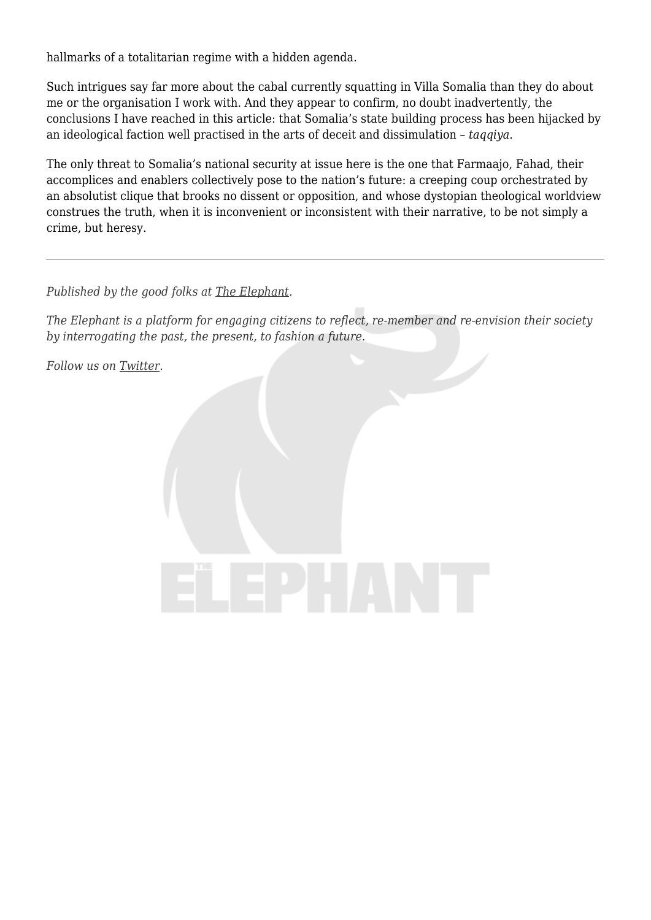hallmarks of a totalitarian regime with a hidden agenda.

Such intrigues say far more about the cabal currently squatting in Villa Somalia than they do about me or the organisation I work with. And they appear to confirm, no doubt inadvertently, the conclusions I have reached in this article: that Somalia's state building process has been hijacked by an ideological faction well practised in the arts of deceit and dissimulation – *taqqiya*.

The only threat to Somalia's national security at issue here is the one that Farmaajo, Fahad, their accomplices and enablers collectively pose to the nation's future: a creeping coup orchestrated by an absolutist clique that brooks no dissent or opposition, and whose dystopian theological worldview construes the truth, when it is inconvenient or inconsistent with their narrative, to be not simply a crime, but heresy.

---

*Published by the good folks at The Elephant.*

*The Elephant is a platform for engaging citizens to reflect, re-member and re-envision their society by interrogating the past, the present, to fashion a future.*

*Follow us on Twitter.*